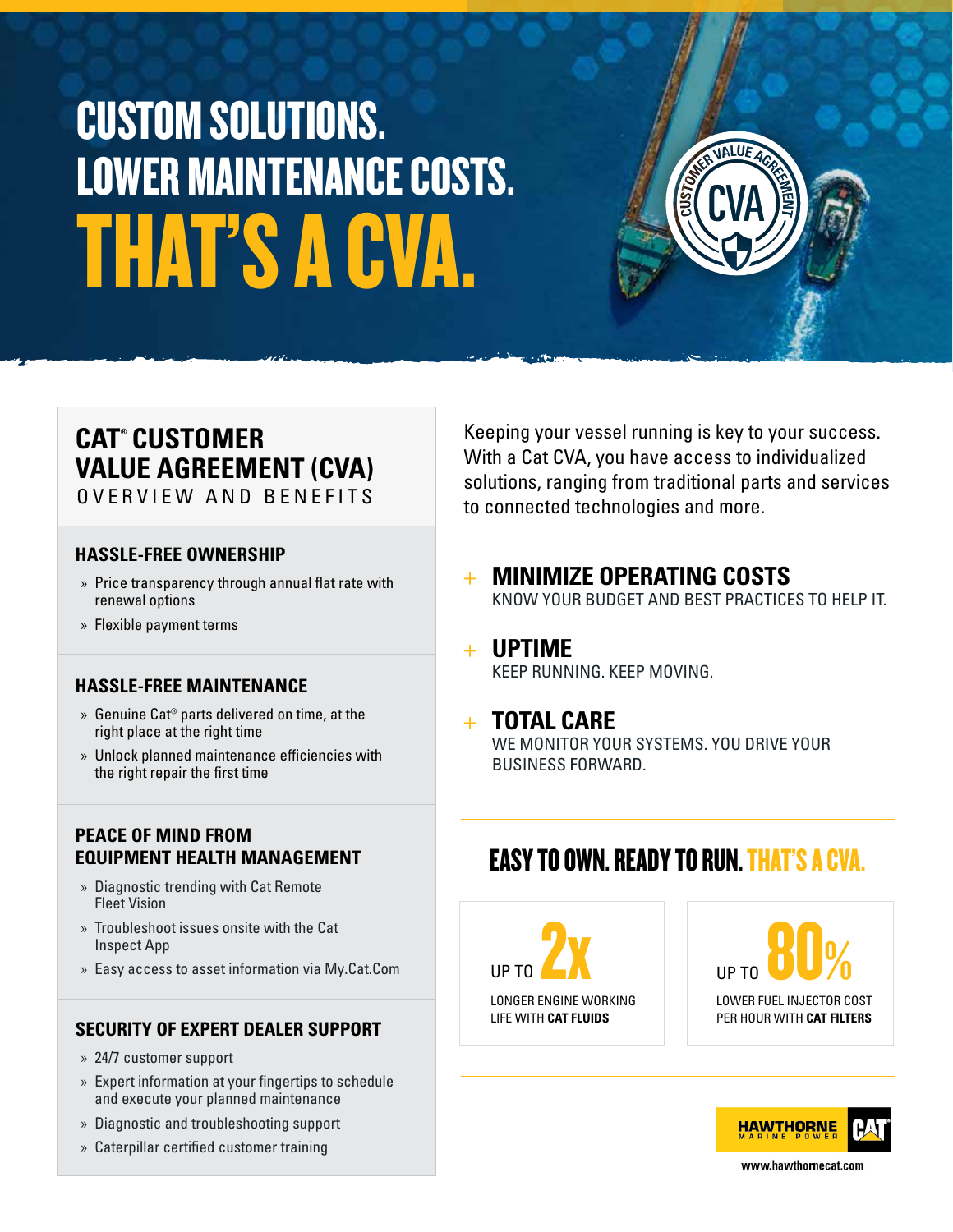# CUSTOM SOLUTIONS. LOWER MAINTENANCE COSTS. THAT'S A CVA.

CUSTOMER VALUE AGREEMENT

CVA

## CAT® CUSTOMER VALUE AGREEMENT (CVA)

OVERVIEW AND BENEFITS

### HASSLE-FREE OWNERSHIP

- Price transparency through annual flat rate with renewal options
- Flexible payment terms

### HASSLE-FREE MAINTENANCE

- Genuine Cat® parts delivered on time, at the right place at the right time
- Unlock planned maintenance efficiencies with the right repair the first time

### PEACE OF MIND FROM EQUIPMENT HEALTH MANAGEMENT

- Diagnostic trending with Cat Remote Fleet Vision
- Troubleshoot issues onsite with the Cat Inspect App
- Easy access to asset information via My.Cat.Com

### SECURITY OF EXPERT DEALER SUPPORT

- 24/7 customer support
- Expert information at your fingertips to schedule and execute your planned maintenance
- Diagnostic and troubleshooting support
- Caterpillar certified customer training

Keeping your vessel running is key to your success. With a Cat CVA, you have access to individualized solutions, ranging from traditional parts and services to connected technologies and more.

### + MINIMIZE OPERATING COSTS

KNOW YOUR BUDGET AND BEST PRACTICES TO HELP IT.

### + UPTIME

KEEP RUNNING. KEEP MOVING.

### + TOTAL CARE

WE MONITOR YOUR SYSTEMS. YOU DRIVE YOUR BUSINESS FORWARD.

## EASY TO OWN. READY TO RUN. THAT'S A CVA.

UP TO **2x**

LONGER ENGINE WORKING LIFE WITH **CAT FLUIDS**

UP TO **80%**

LOWER FUEL INJECTOR COST PER HOUR WITH **CAT FILTERS**

HAWTHORNE MARINE POWER | CAT

www.hawthornecat.com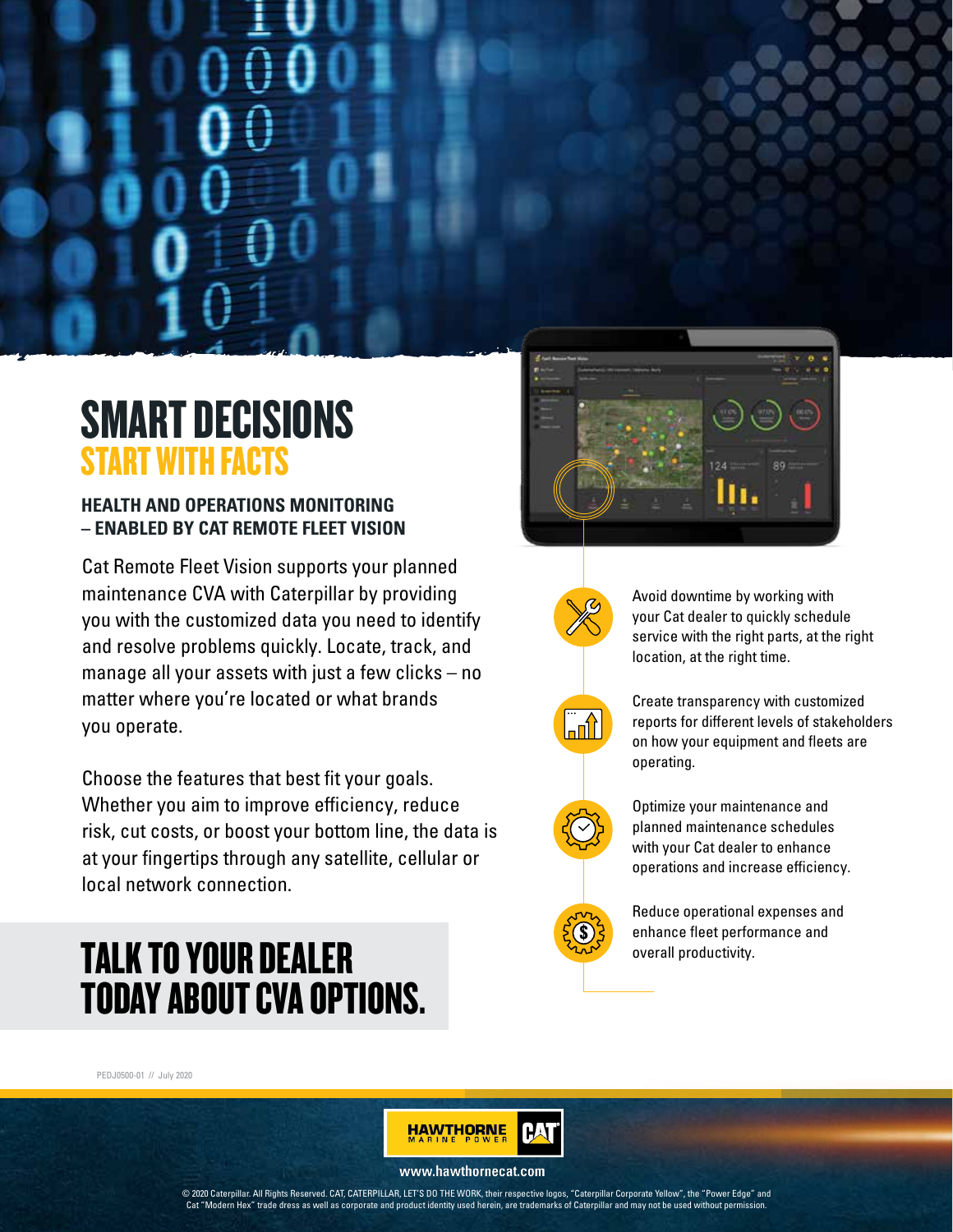# SMART DECISIONS
## START WITH FACTS

### HEALTH AND OPERATIONS MONITORING – ENABLED BY CAT REMOTE FLEET VISION

Cat Remote Fleet Vision supports your planned maintenance CVA with Caterpillar by providing you with the customized data you need to identify and resolve problems quickly. Locate, track, and manage all your assets with just a few clicks – no matter where you're located or what brands you operate.

Choose the features that best fit your goals. Whether you aim to improve efficiency, reduce risk, cut costs, or boost your bottom line, the data is at your fingertips through any satellite, cellular or local network connection.

## TALK TO YOUR DEALER TODAY ABOUT CVA OPTIONS.

- Avoid downtime by working with your Cat dealer to quickly schedule service with the right parts, at the right location, at the right time.
- Create transparency with customized reports for different levels of stakeholders on how your equipment and fleets are operating.
- Optimize your maintenance and planned maintenance schedules with your Cat dealer to enhance operations and increase efficiency.
- Reduce operational expenses and enhance fleet performance and overall productivity.

PEDJ0500-01 // July 2020

HAWTHORNE MARINE POWER CAT

www.hawthornecat.com

© 2020 Caterpillar. All Rights Reserved. CAT, CATERPILLAR, LET'S DO THE WORK, their respective logos, "Caterpillar Corporate Yellow", the "Power Edge" and Cat "Modern Hex" trade dress as well as corporate and product identity used herein, are trademarks of Caterpillar and may not be used without permission.